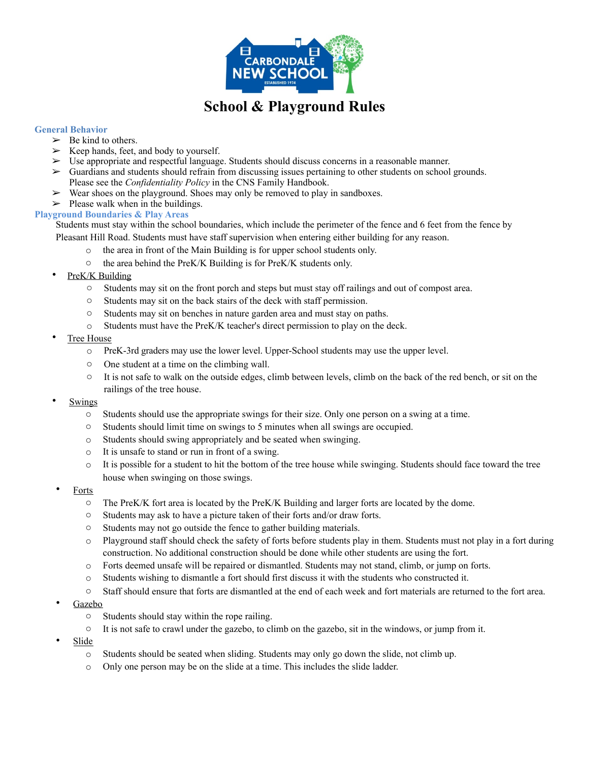# School & Playground Rules

## General Behavior

- Be kind to others.
- Keep hands, feet, and body to yourself.
- Use appropriate and respectful language. Students should discuss concerns in a reasonable manner.
- Guardians and students should refrain from discussing issues pertaining to other students on school grounds. Please see the *Confidentiality Policy* in the CNS Family Handbook.
- Wear shoes on the playground. Shoes may only be removed to play in sandboxes.
- Please walk when in the buildings.

## Playground Boundaries & Play Areas

Students must stay within the school boundaries, which include the perimeter of the fence and 6 feet from the fence by Pleasant Hill Road. Students must have staff supervision when entering either building for any reason.

- the area in front of the Main Building is for upper school students only.
- the area behind the PreK/K Building is for PreK/K students only.

- PreK/K Building
  - Students may sit on the front porch and steps but must stay off railings and out of compost area.
  - Students may sit on the back stairs of the deck with staff permission.
  - Students may sit on benches in nature garden area and must stay on paths.
  - Students must have the PreK/K teacher's direct permission to play on the deck.
- Tree House
  - PreK-3rd graders may use the lower level. Upper-School students may use the upper level.
  - One student at a time on the climbing wall.
  - It is not safe to walk on the outside edges, climb between levels, climb on the back of the red bench, or sit on the railings of the tree house.
- Swings
  - Students should use the appropriate swings for their size. Only one person on a swing at a time.
  - Students should limit time on swings to 5 minutes when all swings are occupied.
  - Students should swing appropriately and be seated when swinging.
  - It is unsafe to stand or run in front of a swing.
  - It is possible for a student to hit the bottom of the tree house while swinging. Students should face toward the tree house when swinging on those swings.
- Forts
  - The PreK/K fort area is located by the PreK/K Building and larger forts are located by the dome.
  - Students may ask to have a picture taken of their forts and/or draw forts.
  - Students may not go outside the fence to gather building materials.
  - Playground staff should check the safety of forts before students play in them. Students must not play in a fort during construction. No additional construction should be done while other students are using the fort.
  - Forts deemed unsafe will be repaired or dismantled. Students may not stand, climb, or jump on forts.
  - Students wishing to dismantle a fort should first discuss it with the students who constructed it.
  - Staff should ensure that forts are dismantled at the end of each week and fort materials are returned to the fort area.
- Gazebo
  - Students should stay within the rope railing.
  - It is not safe to crawl under the gazebo, to climb on the gazebo, sit in the windows, or jump from it.
- Slide
  - Students should be seated when sliding. Students may only go down the slide, not climb up.
  - Only one person may be on the slide at a time. This includes the slide ladder.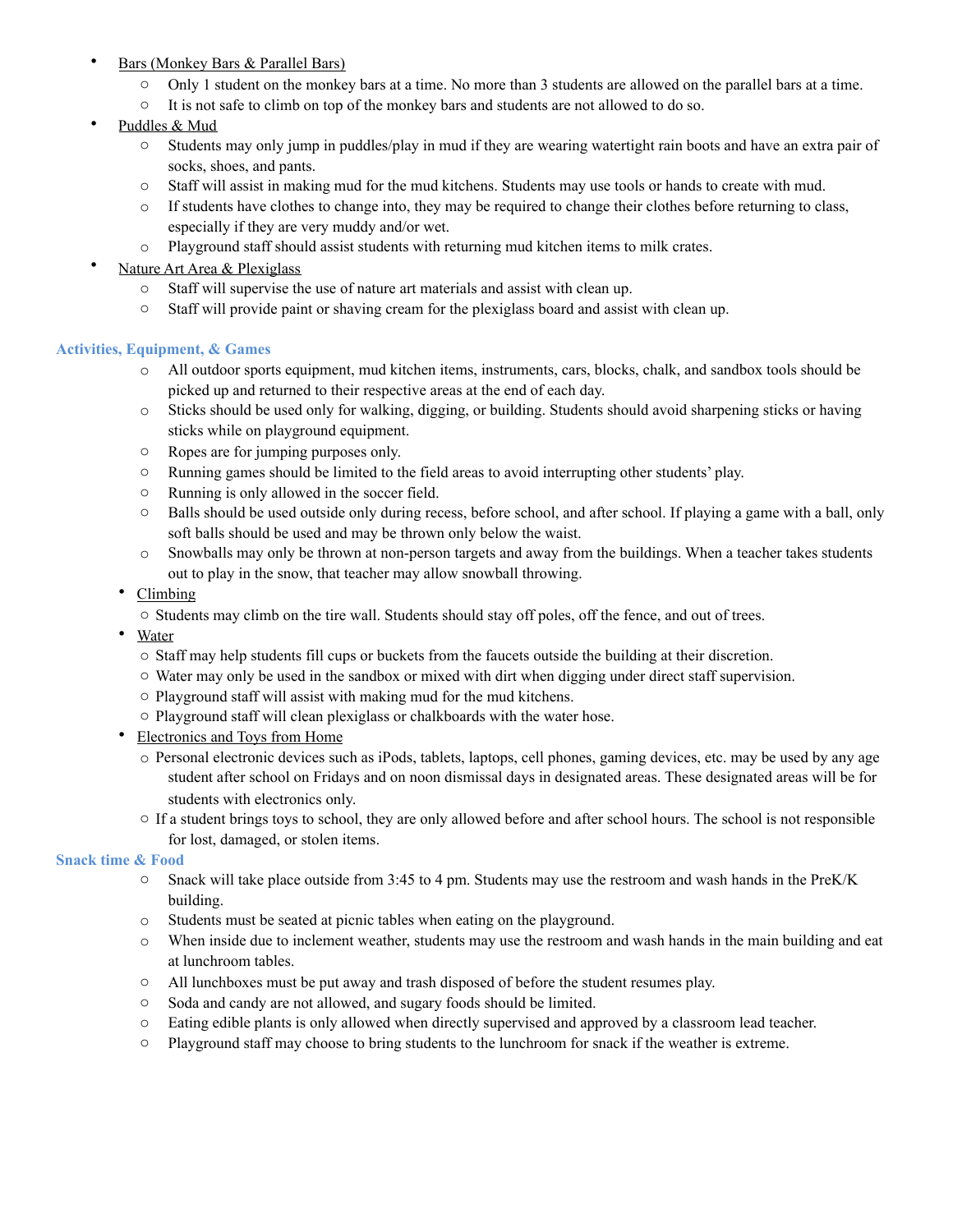- Bars (Monkey Bars & Parallel Bars)
  - Only 1 student on the monkey bars at a time. No more than 3 students are allowed on the parallel bars at a time.
  - It is not safe to climb on top of the monkey bars and students are not allowed to do so.
- Puddles & Mud
  - Students may only jump in puddles/play in mud if they are wearing watertight rain boots and have an extra pair of socks, shoes, and pants.
  - Staff will assist in making mud for the mud kitchens. Students may use tools or hands to create with mud.
  - If students have clothes to change into, they may be required to change their clothes before returning to class, especially if they are very muddy and/or wet.
  - Playground staff should assist students with returning mud kitchen items to milk crates.
- Nature Art Area & Plexiglass
  - Staff will supervise the use of nature art materials and assist with clean up.
  - Staff will provide paint or shaving cream for the plexiglass board and assist with clean up.

## Activities, Equipment, & Games

- All outdoor sports equipment, mud kitchen items, instruments, cars, blocks, chalk, and sandbox tools should be picked up and returned to their respective areas at the end of each day.
- Sticks should be used only for walking, digging, or building. Students should avoid sharpening sticks or having sticks while on playground equipment.
- Ropes are for jumping purposes only.
- Running games should be limited to the field areas to avoid interrupting other students' play.
- Running is only allowed in the soccer field.
- Balls should be used outside only during recess, before school, and after school. If playing a game with a ball, only soft balls should be used and may be thrown only below the waist.
- Snowballs may only be thrown at non-person targets and away from the buildings. When a teacher takes students out to play in the snow, that teacher may allow snowball throwing.

- Climbing
  - Students may climb on the tire wall. Students should stay off poles, off the fence, and out of trees.
- Water
  - Staff may help students fill cups or buckets from the faucets outside the building at their discretion.
  - Water may only be used in the sandbox or mixed with dirt when digging under direct staff supervision.
  - Playground staff will assist with making mud for the mud kitchens.
  - Playground staff will clean plexiglass or chalkboards with the water hose.
- Electronics and Toys from Home
  - Personal electronic devices such as iPods, tablets, laptops, cell phones, gaming devices, etc. may be used by any age student after school on Fridays and on noon dismissal days in designated areas. These designated areas will be for students with electronics only.
  - If a student brings toys to school, they are only allowed before and after school hours. The school is not responsible for lost, damaged, or stolen items.

## Snack time & Food

- Snack will take place outside from 3:45 to 4 pm. Students may use the restroom and wash hands in the PreK/K building.
- Students must be seated at picnic tables when eating on the playground.
- When inside due to inclement weather, students may use the restroom and wash hands in the main building and eat at lunchroom tables.
- All lunchboxes must be put away and trash disposed of before the student resumes play.
- Soda and candy are not allowed, and sugary foods should be limited.
- Eating edible plants is only allowed when directly supervised and approved by a classroom lead teacher.
- Playground staff may choose to bring students to the lunchroom for snack if the weather is extreme.